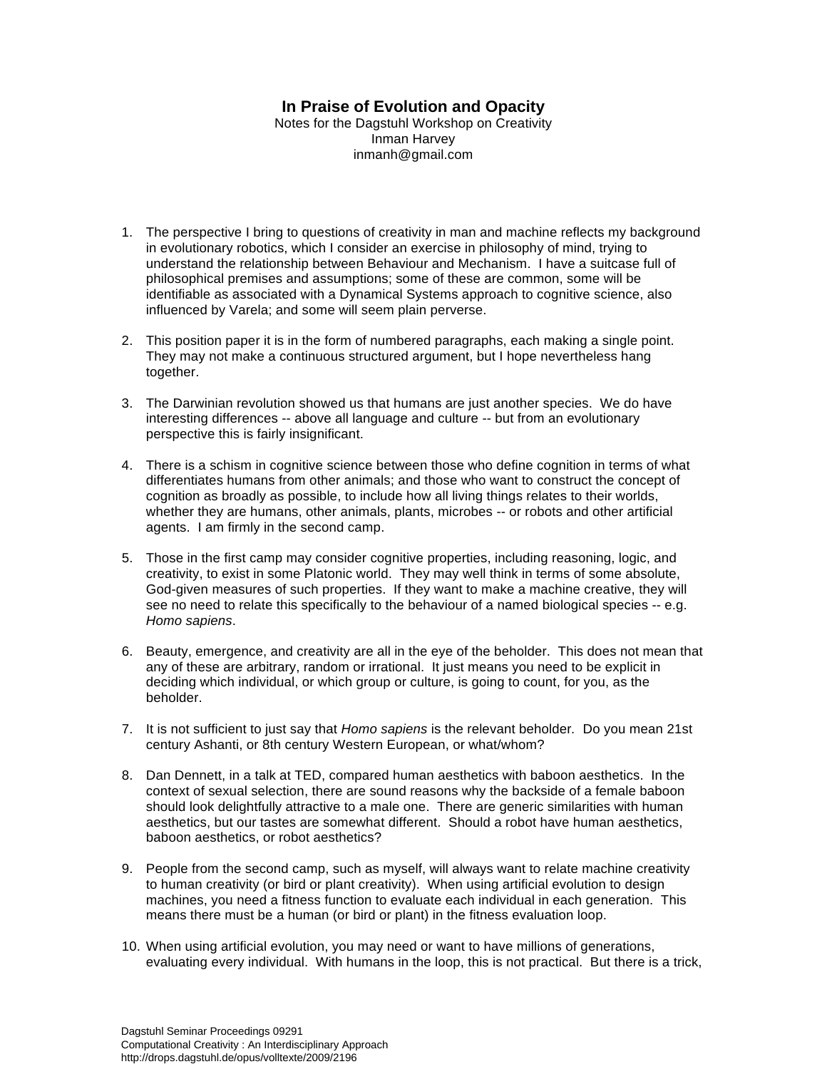# In Praise of Evolution and Opacity

Notes for the Dagstuhl Workshop on Creativity
Inman Harvey
inmanh@gmail.com

1. The perspective I bring to questions of creativity in man and machine reflects my background in evolutionary robotics, which I consider an exercise in philosophy of mind, trying to understand the relationship between Behaviour and Mechanism. I have a suitcase full of philosophical premises and assumptions; some of these are common, some will be identifiable as associated with a Dynamical Systems approach to cognitive science, also influenced by Varela; and some will seem plain perverse.

2. This position paper it is in the form of numbered paragraphs, each making a single point. They may not make a continuous structured argument, but I hope nevertheless hang together.

3. The Darwinian revolution showed us that humans are just another species. We do have interesting differences -- above all language and culture -- but from an evolutionary perspective this is fairly insignificant.

4. There is a schism in cognitive science between those who define cognition in terms of what differentiates humans from other animals; and those who want to construct the concept of cognition as broadly as possible, to include how all living things relates to their worlds, whether they are humans, other animals, plants, microbes -- or robots and other artificial agents. I am firmly in the second camp.

5. Those in the first camp may consider cognitive properties, including reasoning, logic, and creativity, to exist in some Platonic world. They may well think in terms of some absolute, God-given measures of such properties. If they want to make a machine creative, they will see no need to relate this specifically to the behaviour of a named biological species -- e.g. *Homo sapiens*.

6. Beauty, emergence, and creativity are all in the eye of the beholder. This does not mean that any of these are arbitrary, random or irrational. It just means you need to be explicit in deciding which individual, or which group or culture, is going to count, for you, as the beholder.

7. It is not sufficient to just say that *Homo sapiens* is the relevant beholder. Do you mean 21st century Ashanti, or 8th century Western European, or what/whom?

8. Dan Dennett, in a talk at TED, compared human aesthetics with baboon aesthetics. In the context of sexual selection, there are sound reasons why the backside of a female baboon should look delightfully attractive to a male one. There are generic similarities with human aesthetics, but our tastes are somewhat different. Should a robot have human aesthetics, baboon aesthetics, or robot aesthetics?

9. People from the second camp, such as myself, will always want to relate machine creativity to human creativity (or bird or plant creativity). When using artificial evolution to design machines, you need a fitness function to evaluate each individual in each generation. This means there must be a human (or bird or plant) in the fitness evaluation loop.

10. When using artificial evolution, you may need or want to have millions of generations, evaluating every individual. With humans in the loop, this is not practical. But there is a trick,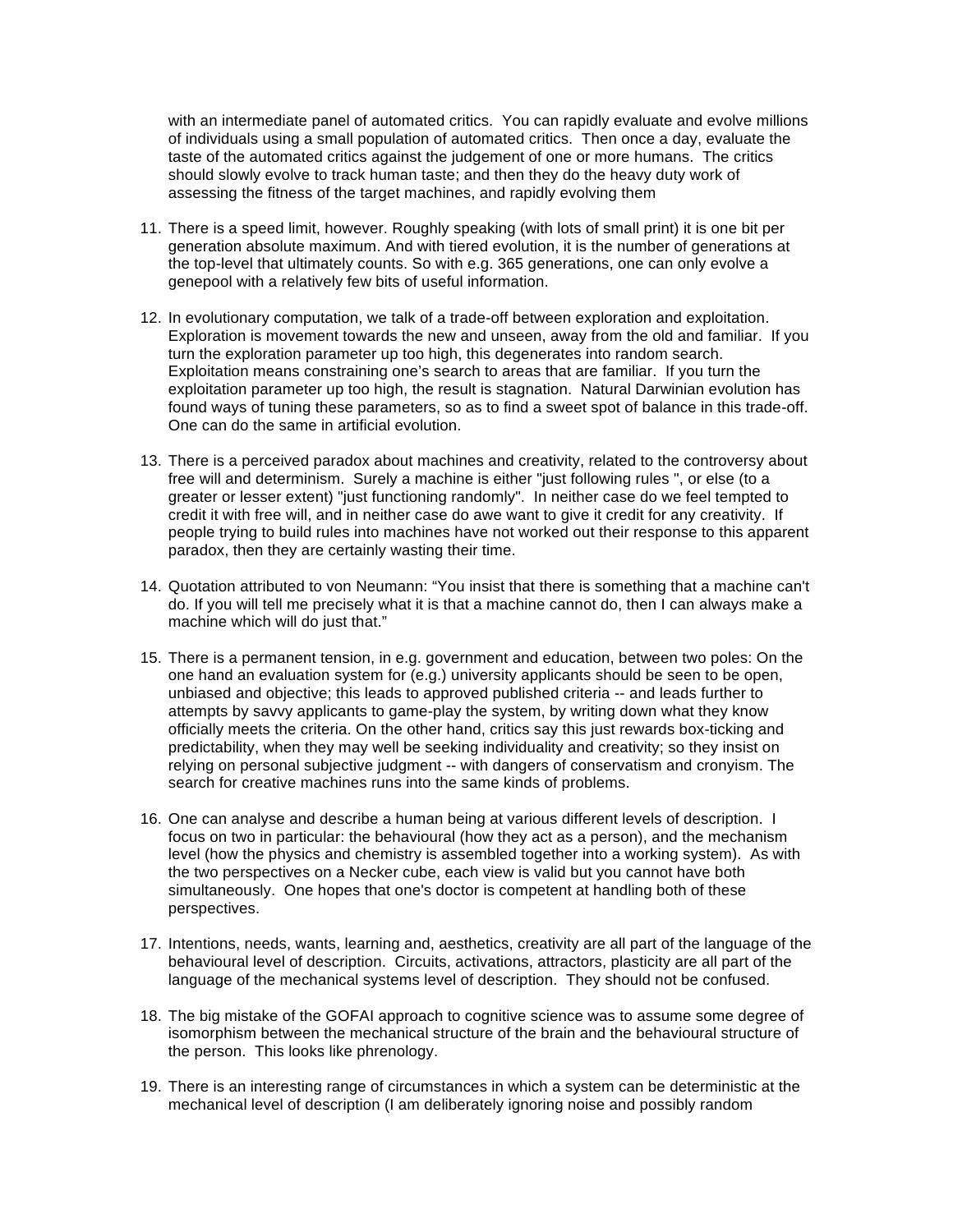with an intermediate panel of automated critics. You can rapidly evaluate and evolve millions of individuals using a small population of automated critics. Then once a day, evaluate the taste of the automated critics against the judgement of one or more humans. The critics should slowly evolve to track human taste; and then they do the heavy duty work of assessing the fitness of the target machines, and rapidly evolving them

11. There is a speed limit, however. Roughly speaking (with lots of small print) it is one bit per generation absolute maximum. And with tiered evolution, it is the number of generations at the top-level that ultimately counts. So with e.g. 365 generations, one can only evolve a genepool with a relatively few bits of useful information.

12. In evolutionary computation, we talk of a trade-off between exploration and exploitation. Exploration is movement towards the new and unseen, away from the old and familiar. If you turn the exploration parameter up too high, this degenerates into random search. Exploitation means constraining one's search to areas that are familiar. If you turn the exploitation parameter up too high, the result is stagnation. Natural Darwinian evolution has found ways of tuning these parameters, so as to find a sweet spot of balance in this trade-off. One can do the same in artificial evolution.

13. There is a perceived paradox about machines and creativity, related to the controversy about free will and determinism. Surely a machine is either "just following rules ", or else (to a greater or lesser extent) "just functioning randomly". In neither case do we feel tempted to credit it with free will, and in neither case do awe want to give it credit for any creativity. If people trying to build rules into machines have not worked out their response to this apparent paradox, then they are certainly wasting their time.

14. Quotation attributed to von Neumann: "You insist that there is something that a machine can't do. If you will tell me precisely what it is that a machine cannot do, then I can always make a machine which will do just that."

15. There is a permanent tension, in e.g. government and education, between two poles: On the one hand an evaluation system for (e.g.) university applicants should be seen to be open, unbiased and objective; this leads to approved published criteria -- and leads further to attempts by savvy applicants to game-play the system, by writing down what they know officially meets the criteria. On the other hand, critics say this just rewards box-ticking and predictability, when they may well be seeking individuality and creativity; so they insist on relying on personal subjective judgment -- with dangers of conservatism and cronyism. The search for creative machines runs into the same kinds of problems.

16. One can analyse and describe a human being at various different levels of description. I focus on two in particular: the behavioural (how they act as a person), and the mechanism level (how the physics and chemistry is assembled together into a working system). As with the two perspectives on a Necker cube, each view is valid but you cannot have both simultaneously. One hopes that one's doctor is competent at handling both of these perspectives.

17. Intentions, needs, wants, learning and, aesthetics, creativity are all part of the language of the behavioural level of description. Circuits, activations, attractors, plasticity are all part of the language of the mechanical systems level of description. They should not be confused.

18. The big mistake of the GOFAI approach to cognitive science was to assume some degree of isomorphism between the mechanical structure of the brain and the behavioural structure of the person. This looks like phrenology.

19. There is an interesting range of circumstances in which a system can be deterministic at the mechanical level of description (I am deliberately ignoring noise and possibly random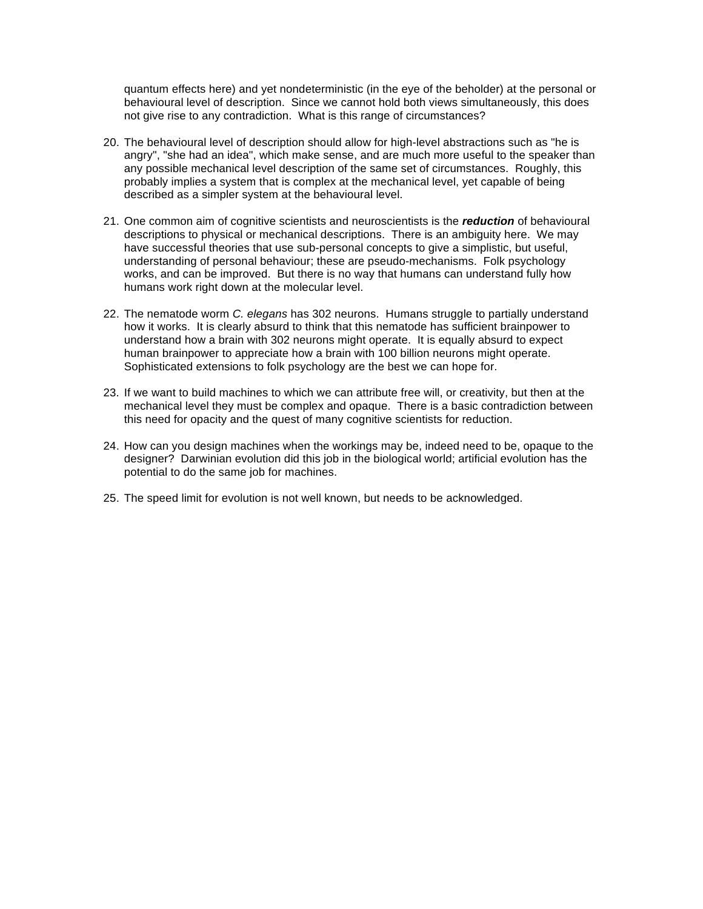quantum effects here) and yet nondeterministic (in the eye of the beholder) at the personal or behavioural level of description. Since we cannot hold both views simultaneously, this does not give rise to any contradiction. What is this range of circumstances?

20. The behavioural level of description should allow for high-level abstractions such as "he is angry", "she had an idea", which make sense, and are much more useful to the speaker than any possible mechanical level description of the same set of circumstances. Roughly, this probably implies a system that is complex at the mechanical level, yet capable of being described as a simpler system at the behavioural level.

21. One common aim of cognitive scientists and neuroscientists is the ***reduction*** of behavioural descriptions to physical or mechanical descriptions. There is an ambiguity here. We may have successful theories that use sub-personal concepts to give a simplistic, but useful, understanding of personal behaviour; these are pseudo-mechanisms. Folk psychology works, and can be improved. But there is no way that humans can understand fully how humans work right down at the molecular level.

22. The nematode worm *C. elegans* has 302 neurons. Humans struggle to partially understand how it works. It is clearly absurd to think that this nematode has sufficient brainpower to understand how a brain with 302 neurons might operate. It is equally absurd to expect human brainpower to appreciate how a brain with 100 billion neurons might operate. Sophisticated extensions to folk psychology are the best we can hope for.

23. If we want to build machines to which we can attribute free will, or creativity, but then at the mechanical level they must be complex and opaque. There is a basic contradiction between this need for opacity and the quest of many cognitive scientists for reduction.

24. How can you design machines when the workings may be, indeed need to be, opaque to the designer? Darwinian evolution did this job in the biological world; artificial evolution has the potential to do the same job for machines.

25. The speed limit for evolution is not well known, but needs to be acknowledged.